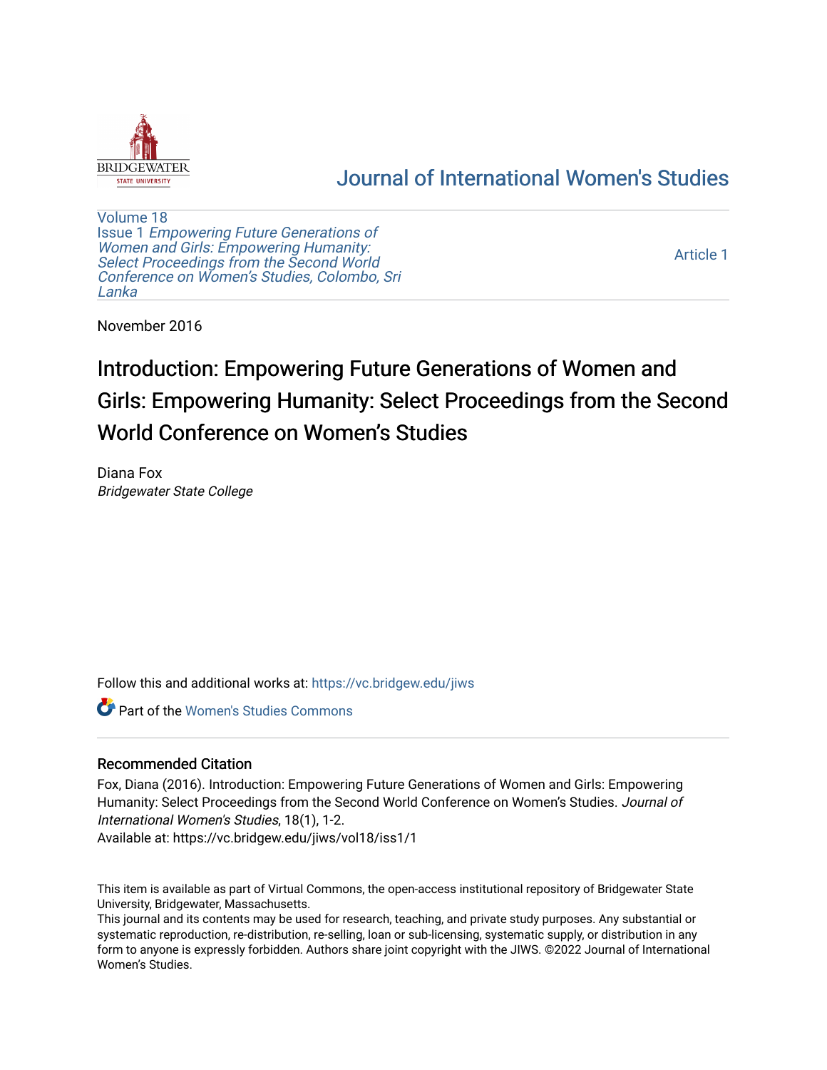Journal of International Women's Studies

Volume 18
Issue 1 *Empowering Future Generations of Women and Girls: Empowering Humanity: Select Proceedings from the Second World Conference on Women's Studies, Colombo, Sri Lanka*

Article 1

November 2016

# Introduction: Empowering Future Generations of Women and Girls: Empowering Humanity: Select Proceedings from the Second World Conference on Women's Studies

Diana Fox
*Bridgewater State College*

Follow this and additional works at: https://vc.bridgew.edu/jiws

Part of the Women's Studies Commons

## Recommended Citation

Fox, Diana (2016). Introduction: Empowering Future Generations of Women and Girls: Empowering Humanity: Select Proceedings from the Second World Conference on Women's Studies. *Journal of International Women's Studies*, 18(1), 1-2.
Available at: https://vc.bridgew.edu/jiws/vol18/iss1/1

This item is available as part of Virtual Commons, the open-access institutional repository of Bridgewater State University, Bridgewater, Massachusetts.
This journal and its contents may be used for research, teaching, and private study purposes. Any substantial or systematic reproduction, re-distribution, re-selling, loan or sub-licensing, systematic supply, or distribution in any form to anyone is expressly forbidden. Authors share joint copyright with the JIWS. ©2022 Journal of International Women's Studies.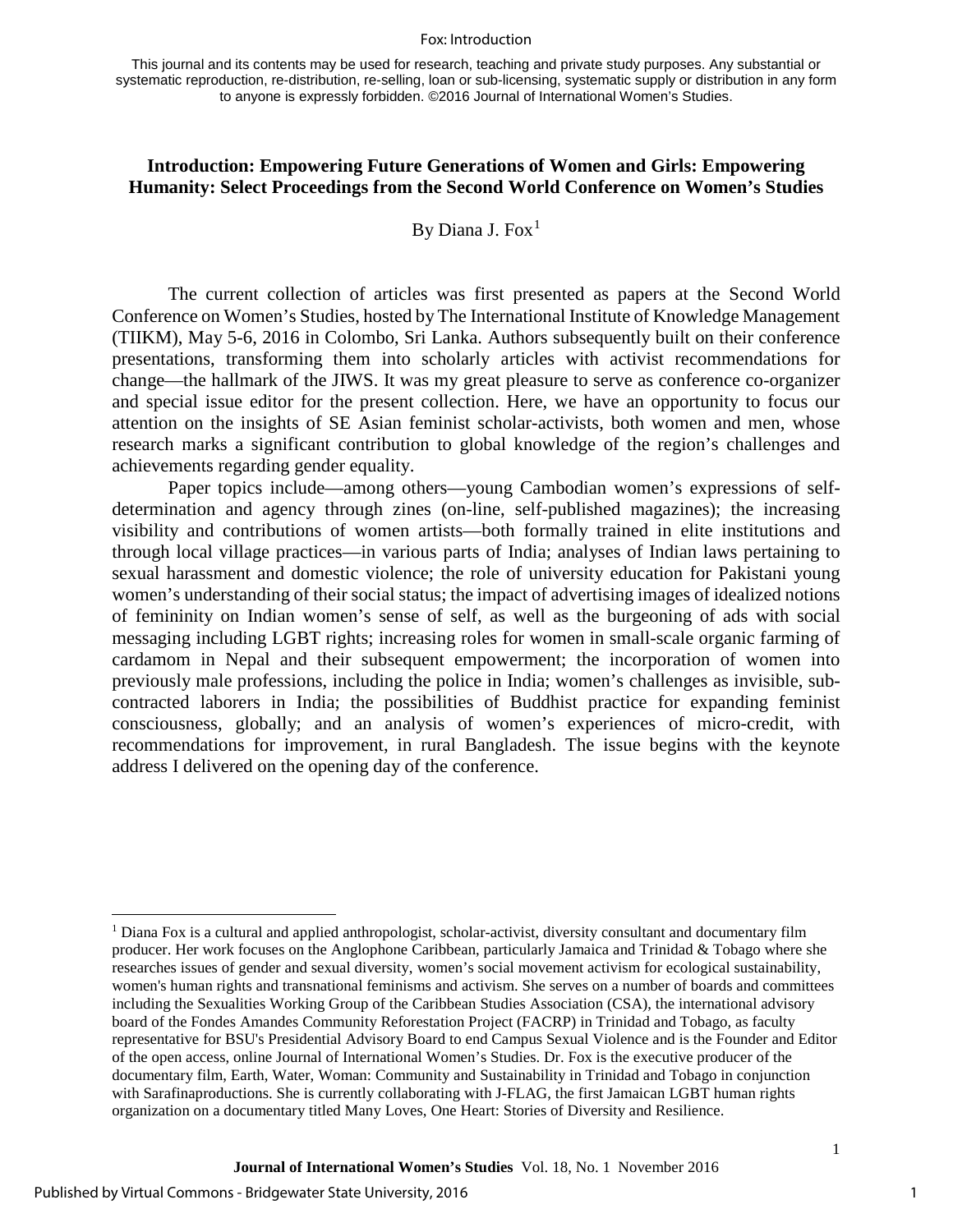This journal and its contents may be used for research, teaching and private study purposes. Any substantial or systematic reproduction, re-distribution, re-selling, loan or sub-licensing, systematic supply or distribution in any form to anyone is expressly forbidden. ©2016 Journal of International Women's Studies.

## Introduction: Empowering Future Generations of Women and Girls: Empowering Humanity: Select Proceedings from the Second World Conference on Women's Studies

By Diana J. Fox[1]

The current collection of articles was first presented as papers at the Second World Conference on Women's Studies, hosted by The International Institute of Knowledge Management (TIIKM), May 5-6, 2016 in Colombo, Sri Lanka. Authors subsequently built on their conference presentations, transforming them into scholarly articles with activist recommendations for change—the hallmark of the JIWS. It was my great pleasure to serve as conference co-organizer and special issue editor for the present collection. Here, we have an opportunity to focus our attention on the insights of SE Asian feminist scholar-activists, both women and men, whose research marks a significant contribution to global knowledge of the region's challenges and achievements regarding gender equality.

Paper topics include—among others—young Cambodian women's expressions of self-determination and agency through zines (on-line, self-published magazines); the increasing visibility and contributions of women artists—both formally trained in elite institutions and through local village practices—in various parts of India; analyses of Indian laws pertaining to sexual harassment and domestic violence; the role of university education for Pakistani young women's understanding of their social status; the impact of advertising images of idealized notions of femininity on Indian women's sense of self, as well as the burgeoning of ads with social messaging including LGBT rights; increasing roles for women in small-scale organic farming of cardamom in Nepal and their subsequent empowerment; the incorporation of women into previously male professions, including the police in India; women's challenges as invisible, sub-contracted laborers in India; the possibilities of Buddhist practice for expanding feminist consciousness, globally; and an analysis of women's experiences of micro-credit, with recommendations for improvement, in rural Bangladesh. The issue begins with the keynote address I delivered on the opening day of the conference.

---

[1] Diana Fox is a cultural and applied anthropologist, scholar-activist, diversity consultant and documentary film producer. Her work focuses on the Anglophone Caribbean, particularly Jamaica and Trinidad & Tobago where she researches issues of gender and sexual diversity, women's social movement activism for ecological sustainability, women's human rights and transnational feminisms and activism. She serves on a number of boards and committees including the Sexualities Working Group of the Caribbean Studies Association (CSA), the international advisory board of the Fondes Amandes Community Reforestation Project (FACRP) in Trinidad and Tobago, as faculty representative for BSU's Presidential Advisory Board to end Campus Sexual Violence and is the Founder and Editor of the open access, online Journal of International Women's Studies. Dr. Fox is the executive producer of the documentary film, Earth, Water, Woman: Community and Sustainability in Trinidad and Tobago in conjunction with Sarafinaproductions. She is currently collaborating with J-FLAG, the first Jamaican LGBT human rights organization on a documentary titled Many Loves, One Heart: Stories of Diversity and Resilience.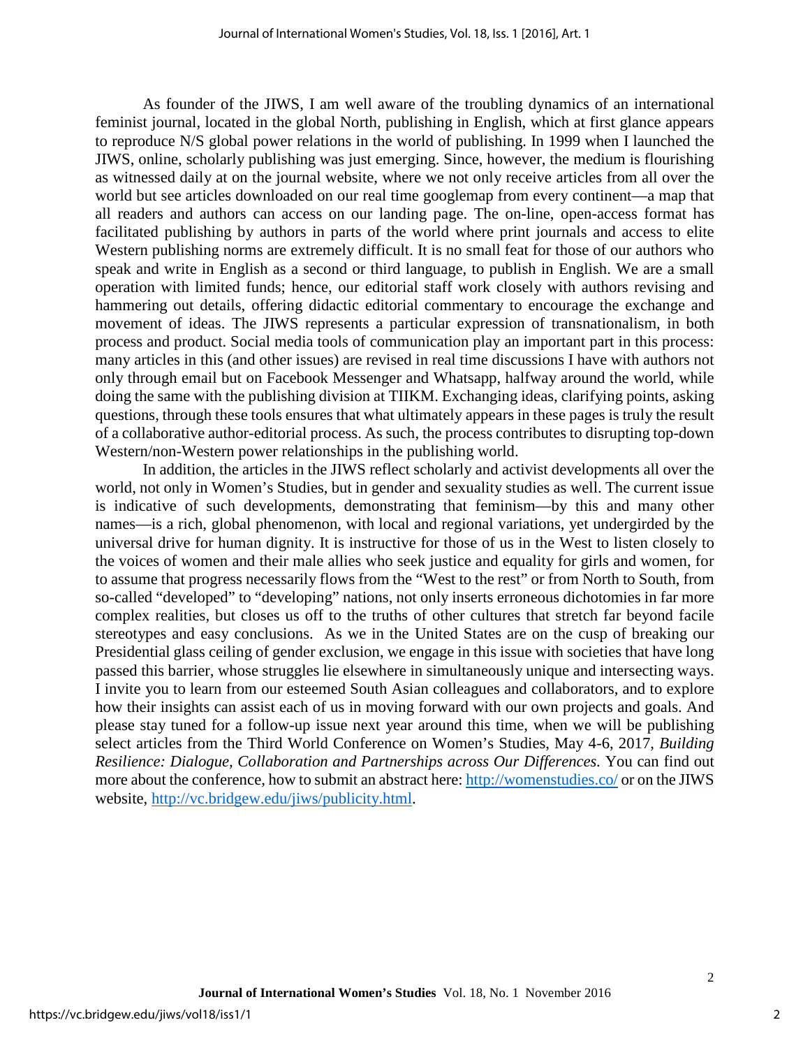As founder of the JIWS, I am well aware of the troubling dynamics of an international feminist journal, located in the global North, publishing in English, which at first glance appears to reproduce N/S global power relations in the world of publishing. In 1999 when I launched the JIWS, online, scholarly publishing was just emerging. Since, however, the medium is flourishing as witnessed daily at on the journal website, where we not only receive articles from all over the world but see articles downloaded on our real time googlemap from every continent—a map that all readers and authors can access on our landing page. The on-line, open-access format has facilitated publishing by authors in parts of the world where print journals and access to elite Western publishing norms are extremely difficult. It is no small feat for those of our authors who speak and write in English as a second or third language, to publish in English. We are a small operation with limited funds; hence, our editorial staff work closely with authors revising and hammering out details, offering didactic editorial commentary to encourage the exchange and movement of ideas. The JIWS represents a particular expression of transnationalism, in both process and product. Social media tools of communication play an important part in this process: many articles in this (and other issues) are revised in real time discussions I have with authors not only through email but on Facebook Messenger and Whatsapp, halfway around the world, while doing the same with the publishing division at TIIKM. Exchanging ideas, clarifying points, asking questions, through these tools ensures that what ultimately appears in these pages is truly the result of a collaborative author-editorial process. As such, the process contributes to disrupting top-down Western/non-Western power relationships in the publishing world.

In addition, the articles in the JIWS reflect scholarly and activist developments all over the world, not only in Women's Studies, but in gender and sexuality studies as well. The current issue is indicative of such developments, demonstrating that feminism—by this and many other names—is a rich, global phenomenon, with local and regional variations, yet undergirded by the universal drive for human dignity. It is instructive for those of us in the West to listen closely to the voices of women and their male allies who seek justice and equality for girls and women, for to assume that progress necessarily flows from the "West to the rest" or from North to South, from so-called "developed" to "developing" nations, not only inserts erroneous dichotomies in far more complex realities, but closes us off to the truths of other cultures that stretch far beyond facile stereotypes and easy conclusions. As we in the United States are on the cusp of breaking our Presidential glass ceiling of gender exclusion, we engage in this issue with societies that have long passed this barrier, whose struggles lie elsewhere in simultaneously unique and intersecting ways. I invite you to learn from our esteemed South Asian colleagues and collaborators, and to explore how their insights can assist each of us in moving forward with our own projects and goals. And please stay tuned for a follow-up issue next year around this time, when we will be publishing select articles from the Third World Conference on Women's Studies, May 4-6, 2017, *Building Resilience: Dialogue, Collaboration and Partnerships across Our Differences*. You can find out more about the conference, how to submit an abstract here: http://womenstudies.co/ or on the JIWS website, http://vc.bridgew.edu/jiws/publicity.html.